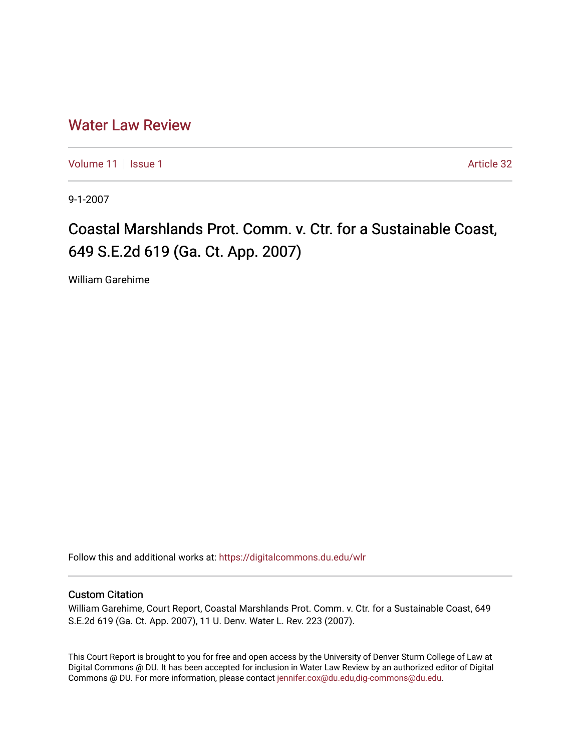# Water Law Review

Volume 11 | Issue 1 | Article 32

9-1-2007

## Coastal Marshlands Prot. Comm. v. Ctr. for a Sustainable Coast, 649 S.E.2d 619 (Ga. Ct. App. 2007)

William Garehime

Follow this and additional works at: https://digitalcommons.du.edu/wlr

### Custom Citation

William Garehime, Court Report, Coastal Marshlands Prot. Comm. v. Ctr. for a Sustainable Coast, 649 S.E.2d 619 (Ga. Ct. App. 2007), 11 U. Denv. Water L. Rev. 223 (2007).

This Court Report is brought to you for free and open access by the University of Denver Sturm College of Law at Digital Commons @ DU. It has been accepted for inclusion in Water Law Review by an authorized editor of Digital Commons @ DU. For more information, please contact jennifer.cox@du.edu,dig-commons@du.edu.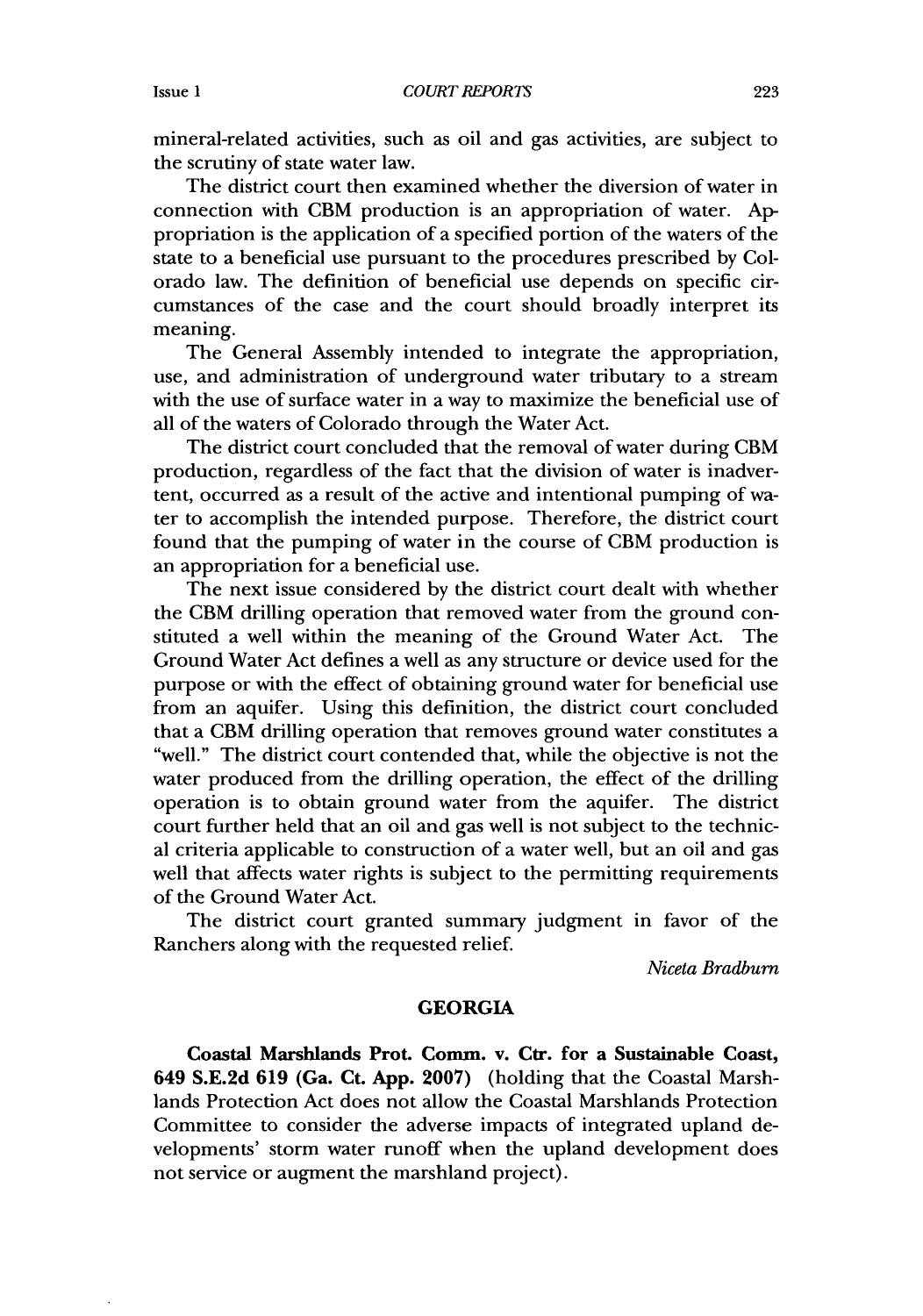mineral-related activities, such as oil and gas activities, are subject to the scrutiny of state water law.

The district court then examined whether the diversion of water in connection with CBM production is an appropriation of water. Appropriation is the application of a specified portion of the waters of the state to a beneficial use pursuant to the procedures prescribed by Colorado law. The definition of beneficial use depends on specific circumstances of the case and the court should broadly interpret its meaning.

The General Assembly intended to integrate the appropriation, use, and administration of underground water tributary to a stream with the use of surface water in a way to maximize the beneficial use of all of the waters of Colorado through the Water Act.

The district court concluded that the removal of water during CBM production, regardless of the fact that the division of water is inadvertent, occurred as a result of the active and intentional pumping of water to accomplish the intended purpose. Therefore, the district court found that the pumping of water in the course of CBM production is an appropriation for a beneficial use.

The next issue considered by the district court dealt with whether the CBM drilling operation that removed water from the ground constituted a well within the meaning of the Ground Water Act. The Ground Water Act defines a well as any structure or device used for the purpose or with the effect of obtaining ground water for beneficial use from an aquifer. Using this definition, the district court concluded that a CBM drilling operation that removes ground water constitutes a "well." The district court contended that, while the objective is not the water produced from the drilling operation, the effect of the drilling operation is to obtain ground water from the aquifer. The district court further held that an oil and gas well is not subject to the technical criteria applicable to construction of a water well, but an oil and gas well that affects water rights is subject to the permitting requirements of the Ground Water Act.

The district court granted summary judgment in favor of the Ranchers along with the requested relief.

*Niceta Bradburn*

## GEORGIA

**Coastal Marshlands Prot. Comm. v. Ctr. for a Sustainable Coast, 649 S.E.2d 619 (Ga. Ct. App. 2007)** (holding that the Coastal Marshlands Protection Act does not allow the Coastal Marshlands Protection Committee to consider the adverse impacts of integrated upland developments' storm water runoff when the upland development does not service or augment the marshland project).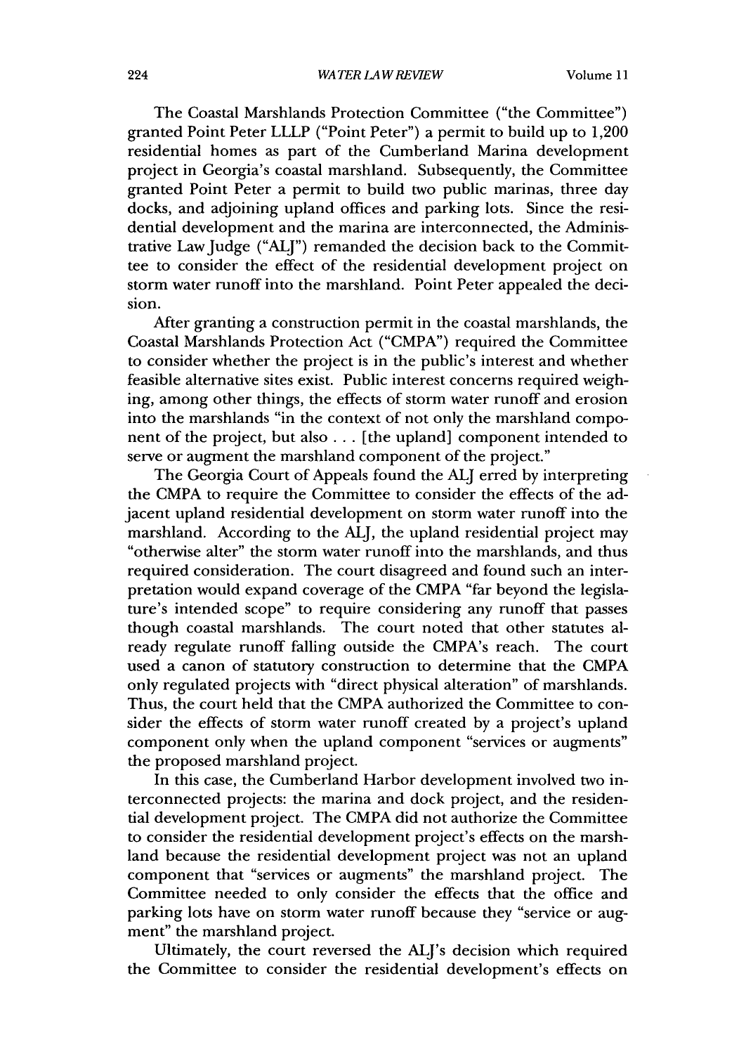The Coastal Marshlands Protection Committee ("the Committee") granted Point Peter LLLP ("Point Peter") a permit to build up to 1,200 residential homes as part of the Cumberland Marina development project in Georgia's coastal marshland. Subsequently, the Committee granted Point Peter a permit to build two public marinas, three day docks, and adjoining upland offices and parking lots. Since the residential development and the marina are interconnected, the Administrative Law Judge ("ALJ") remanded the decision back to the Committee to consider the effect of the residential development project on storm water runoff into the marshland. Point Peter appealed the decision.

After granting a construction permit in the coastal marshlands, the Coastal Marshlands Protection Act ("CMPA") required the Committee to consider whether the project is in the public's interest and whether feasible alternative sites exist. Public interest concerns required weighing, among other things, the effects of storm water runoff and erosion into the marshlands "in the context of not only the marshland component of the project, but also . . . [the upland] component intended to serve or augment the marshland component of the project."

The Georgia Court of Appeals found the ALJ erred by interpreting the CMPA to require the Committee to consider the effects of the adjacent upland residential development on storm water runoff into the marshland. According to the ALJ, the upland residential project may "otherwise alter" the storm water runoff into the marshlands, and thus required consideration. The court disagreed and found such an interpretation would expand coverage of the CMPA "far beyond the legislature's intended scope" to require considering any runoff that passes though coastal marshlands. The court noted that other statutes already regulate runoff falling outside the CMPA's reach. The court used a canon of statutory construction to determine that the CMPA only regulated projects with "direct physical alteration" of marshlands. Thus, the court held that the CMPA authorized the Committee to consider the effects of storm water runoff created by a project's upland component only when the upland component "services or augments" the proposed marshland project.

In this case, the Cumberland Harbor development involved two interconnected projects: the marina and dock project, and the residential development project. The CMPA did not authorize the Committee to consider the residential development project's effects on the marshland because the residential development project was not an upland component that "services or augments" the marshland project. The Committee needed to only consider the effects that the office and parking lots have on storm water runoff because they "service or augment" the marshland project.

Ultimately, the court reversed the ALJ's decision which required the Committee to consider the residential development's effects on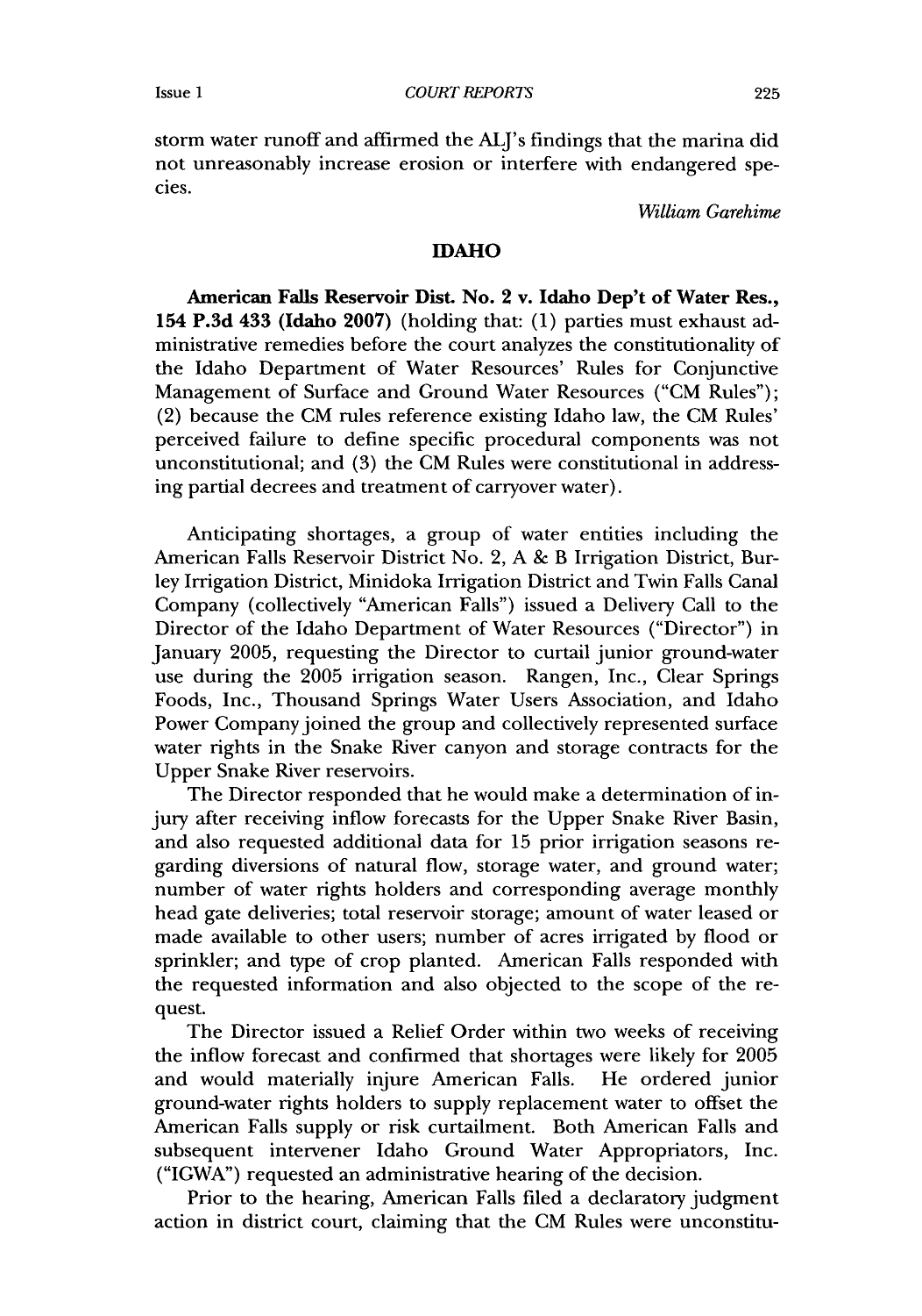storm water runoff and affirmed the ALJ's findings that the marina did not unreasonably increase erosion or interfere with endangered species.

*William Garehime*

## IDAHO

**American Falls Reservoir Dist. No. 2 v. Idaho Dep't of Water Res., 154 P.3d 433 (Idaho 2007)** (holding that: (1) parties must exhaust administrative remedies before the court analyzes the constitutionality of the Idaho Department of Water Resources' Rules for Conjunctive Management of Surface and Ground Water Resources ("CM Rules"); (2) because the CM rules reference existing Idaho law, the CM Rules' perceived failure to define specific procedural components was not unconstitutional; and (3) the CM Rules were constitutional in addressing partial decrees and treatment of carryover water).

Anticipating shortages, a group of water entities including the American Falls Reservoir District No. 2, A & B Irrigation District, Burley Irrigation District, Minidoka Irrigation District and Twin Falls Canal Company (collectively "American Falls") issued a Delivery Call to the Director of the Idaho Department of Water Resources ("Director") in January 2005, requesting the Director to curtail junior ground-water use during the 2005 irrigation season. Rangen, Inc., Clear Springs Foods, Inc., Thousand Springs Water Users Association, and Idaho Power Company joined the group and collectively represented surface water rights in the Snake River canyon and storage contracts for the Upper Snake River reservoirs.

The Director responded that he would make a determination of injury after receiving inflow forecasts for the Upper Snake River Basin, and also requested additional data for 15 prior irrigation seasons regarding diversions of natural flow, storage water, and ground water; number of water rights holders and corresponding average monthly head gate deliveries; total reservoir storage; amount of water leased or made available to other users; number of acres irrigated by flood or sprinkler; and type of crop planted. American Falls responded with the requested information and also objected to the scope of the request.

The Director issued a Relief Order within two weeks of receiving the inflow forecast and confirmed that shortages were likely for 2005 and would materially injure American Falls. He ordered junior ground-water rights holders to supply replacement water to offset the American Falls supply or risk curtailment. Both American Falls and subsequent intervener Idaho Ground Water Appropriators, Inc. ("IGWA") requested an administrative hearing of the decision.

Prior to the hearing, American Falls filed a declaratory judgment action in district court, claiming that the CM Rules were unconstitu-